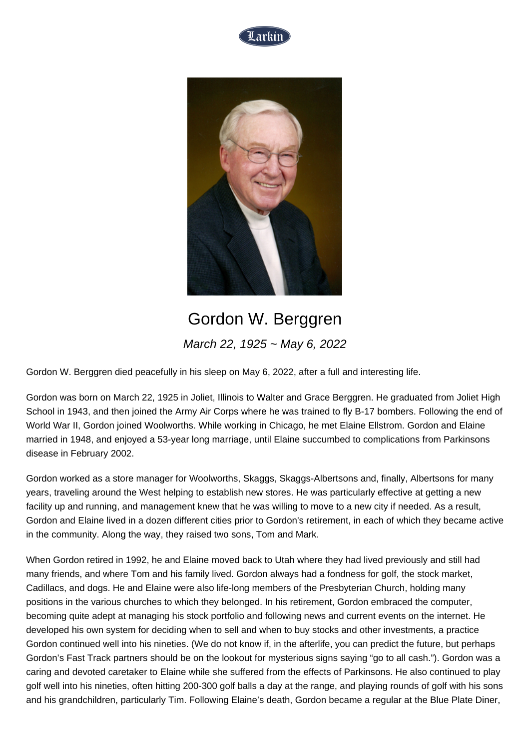# Gordon W. Berggren

*March 22, 1925 ~ May 6, 2022*

Gordon W. Berggren died peacefully in his sleep on May 6, 2022, after a full and interesting life.

Gordon was born on March 22, 1925 in Joliet, Illinois to Walter and Grace Berggren. He graduated from Joliet High School in 1943, and then joined the Army Air Corps where he was trained to fly B-17 bombers. Following the end of World War II, Gordon joined Woolworths. While working in Chicago, he met Elaine Ellstrom. Gordon and Elaine married in 1948, and enjoyed a 53-year long marriage, until Elaine succumbed to complications from Parkinsons disease in February 2002.

Gordon worked as a store manager for Woolworths, Skaggs, Skaggs-Albertsons and, finally, Albertsons for many years, traveling around the West helping to establish new stores. He was particularly effective at getting a new facility up and running, and management knew that he was willing to move to a new city if needed. As a result, Gordon and Elaine lived in a dozen different cities prior to Gordon's retirement, in each of which they became active in the community. Along the way, they raised two sons, Tom and Mark.

When Gordon retired in 1992, he and Elaine moved back to Utah where they had lived previously and still had many friends, and where Tom and his family lived. Gordon always had a fondness for golf, the stock market, Cadillacs, and dogs. He and Elaine were also life-long members of the Presbyterian Church, holding many positions in the various churches to which they belonged. In his retirement, Gordon embraced the computer, becoming quite adept at managing his stock portfolio and following news and current events on the internet. He developed his own system for deciding when to sell and when to buy stocks and other investments, a practice Gordon continued well into his nineties. (We do not know if, in the afterlife, you can predict the future, but perhaps Gordon's Fast Track partners should be on the lookout for mysterious signs saying "go to all cash."). Gordon was a caring and devoted caretaker to Elaine while she suffered from the effects of Parkinsons. He also continued to play golf well into his nineties, often hitting 200-300 golf balls a day at the range, and playing rounds of golf with his sons and his grandchildren, particularly Tim. Following Elaine's death, Gordon became a regular at the Blue Plate Diner,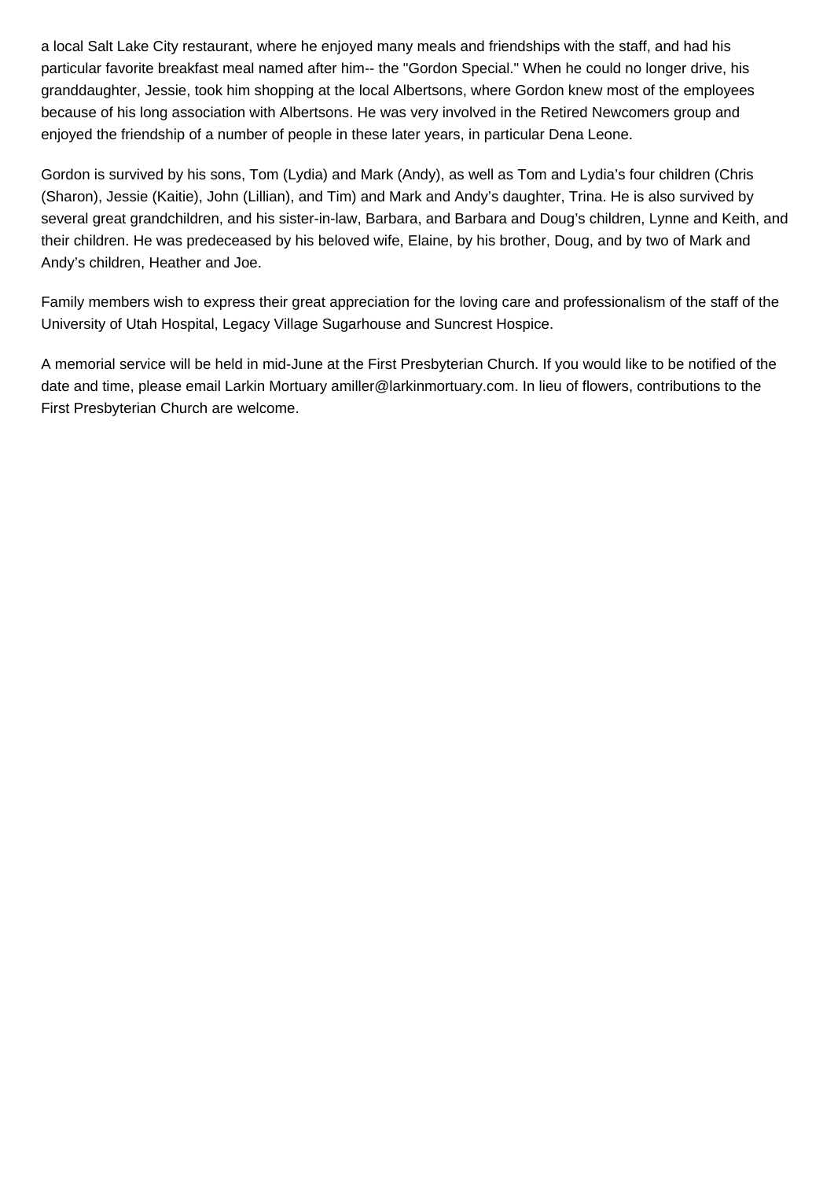a local Salt Lake City restaurant, where he enjoyed many meals and friendships with the staff, and had his particular favorite breakfast meal named after him-- the "Gordon Special." When he could no longer drive, his granddaughter, Jessie, took him shopping at the local Albertsons, where Gordon knew most of the employees because of his long association with Albertsons. He was very involved in the Retired Newcomers group and enjoyed the friendship of a number of people in these later years, in particular Dena Leone.

Gordon is survived by his sons, Tom (Lydia) and Mark (Andy), as well as Tom and Lydia's four children (Chris (Sharon), Jessie (Kaitie), John (Lillian), and Tim) and Mark and Andy's daughter, Trina. He is also survived by several great grandchildren, and his sister-in-law, Barbara, and Barbara and Doug's children, Lynne and Keith, and their children. He was predeceased by his beloved wife, Elaine, by his brother, Doug, and by two of Mark and Andy's children, Heather and Joe.

Family members wish to express their great appreciation for the loving care and professionalism of the staff of the University of Utah Hospital, Legacy Village Sugarhouse and Suncrest Hospice.

A memorial service will be held in mid-June at the First Presbyterian Church. If you would like to be notified of the date and time, please email Larkin Mortuary amiller@larkinmortuary.com. In lieu of flowers, contributions to the First Presbyterian Church are welcome.